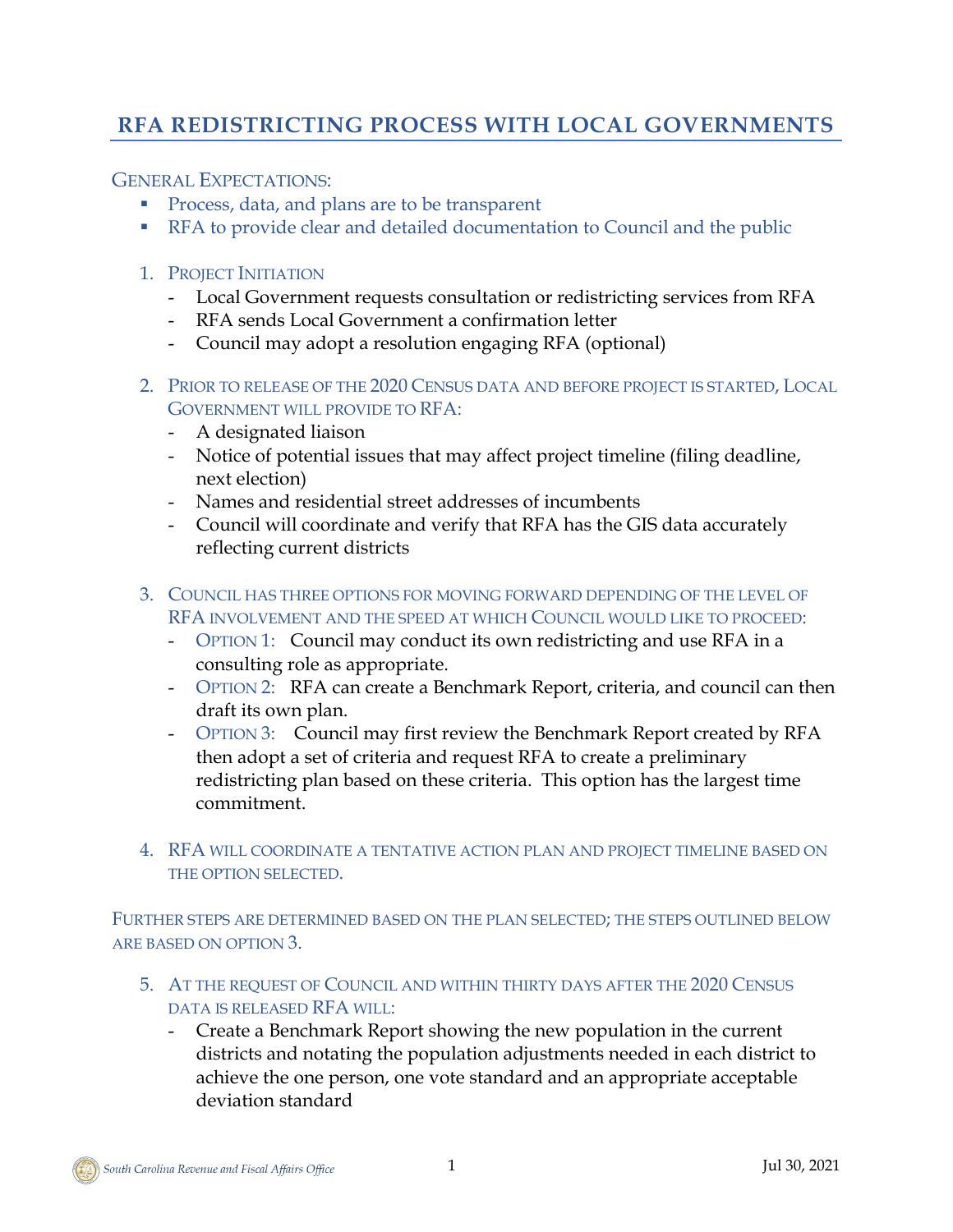# RFA REDISTRICTING PROCESS WITH LOCAL GOVERNMENTS

GENERAL EXPECTATIONS:

- Process, data, and plans are to be transparent
- RFA to provide clear and detailed documentation to Council and the public

1. PROJECT INITIATION
   - Local Government requests consultation or redistricting services from RFA
   - RFA sends Local Government a confirmation letter
   - Council may adopt a resolution engaging RFA (optional)

2. PRIOR TO RELEASE OF THE 2020 CENSUS DATA AND BEFORE PROJECT IS STARTED, LOCAL GOVERNMENT WILL PROVIDE TO RFA:
   - A designated liaison
   - Notice of potential issues that may affect project timeline (filing deadline, next election)
   - Names and residential street addresses of incumbents
   - Council will coordinate and verify that RFA has the GIS data accurately reflecting current districts

3. COUNCIL HAS THREE OPTIONS FOR MOVING FORWARD DEPENDING OF THE LEVEL OF RFA INVOLVEMENT AND THE SPEED AT WHICH COUNCIL WOULD LIKE TO PROCEED:
   - OPTION 1: Council may conduct its own redistricting and use RFA in a consulting role as appropriate.
   - OPTION 2: RFA can create a Benchmark Report, criteria, and council can then draft its own plan.
   - OPTION 3: Council may first review the Benchmark Report created by RFA then adopt a set of criteria and request RFA to create a preliminary redistricting plan based on these criteria. This option has the largest time commitment.

4. RFA WILL COORDINATE A TENTATIVE ACTION PLAN AND PROJECT TIMELINE BASED ON THE OPTION SELECTED.

FURTHER STEPS ARE DETERMINED BASED ON THE PLAN SELECTED; THE STEPS OUTLINED BELOW ARE BASED ON OPTION 3.

5. AT THE REQUEST OF COUNCIL AND WITHIN THIRTY DAYS AFTER THE 2020 CENSUS DATA IS RELEASED RFA WILL:
   - Create a Benchmark Report showing the new population in the current districts and notating the population adjustments needed in each district to achieve the one person, one vote standard and an appropriate acceptable deviation standard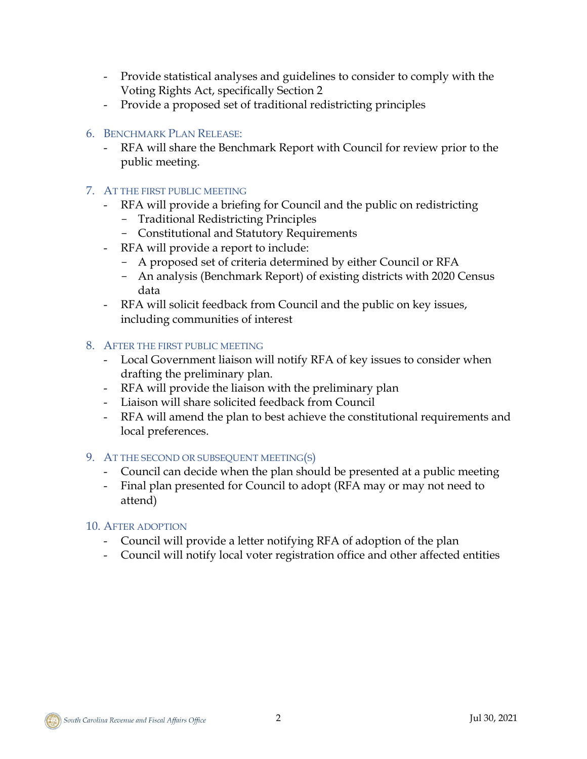- Provide statistical analyses and guidelines to consider to comply with the Voting Rights Act, specifically Section 2
- Provide a proposed set of traditional redistricting principles

6. BENCHMARK PLAN RELEASE:
   - RFA will share the Benchmark Report with Council for review prior to the public meeting.

7. AT THE FIRST PUBLIC MEETING
   - RFA will provide a briefing for Council and the public on redistricting
     - Traditional Redistricting Principles
     - Constitutional and Statutory Requirements
   - RFA will provide a report to include:
     - A proposed set of criteria determined by either Council or RFA
     - An analysis (Benchmark Report) of existing districts with 2020 Census data
   - RFA will solicit feedback from Council and the public on key issues, including communities of interest

8. AFTER THE FIRST PUBLIC MEETING
   - Local Government liaison will notify RFA of key issues to consider when drafting the preliminary plan.
   - RFA will provide the liaison with the preliminary plan
   - Liaison will share solicited feedback from Council
   - RFA will amend the plan to best achieve the constitutional requirements and local preferences.

9. AT THE SECOND OR SUBSEQUENT MEETING(S)
   - Council can decide when the plan should be presented at a public meeting
   - Final plan presented for Council to adopt (RFA may or may not need to attend)

10. AFTER ADOPTION
    - Council will provide a letter notifying RFA of adoption of the plan
    - Council will notify local voter registration office and other affected entities